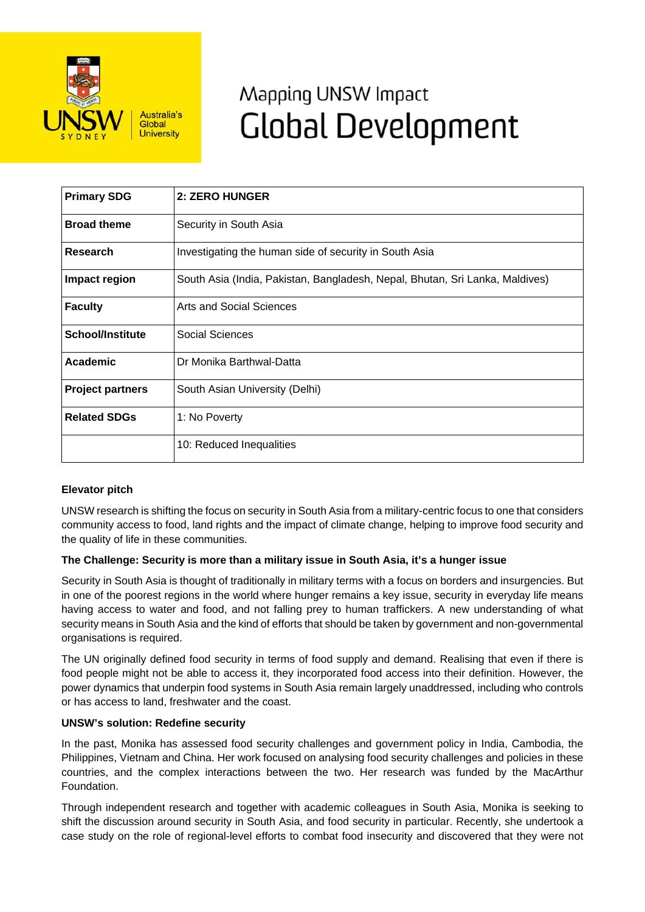UNSW SYDNEY Australia's Global University

# Mapping UNSW Impact
# Global Development

| **Primary SDG** | **2: ZERO HUNGER** |
|---|---|
| **Broad theme** | Security in South Asia |
| **Research** | Investigating the human side of security in South Asia |
| **Impact region** | South Asia (India, Pakistan, Bangladesh, Nepal, Bhutan, Sri Lanka, Maldives) |
| **Faculty** | Arts and Social Sciences |
| **School/Institute** | Social Sciences |
| **Academic** | Dr Monika Barthwal-Datta |
| **Project partners** | South Asian University (Delhi) |
| **Related SDGs** | 1: No Poverty |
| | 10: Reduced Inequalities |

**Elevator pitch**

UNSW research is shifting the focus on security in South Asia from a military-centric focus to one that considers community access to food, land rights and the impact of climate change, helping to improve food security and the quality of life in these communities.

**The Challenge: Security is more than a military issue in South Asia, it's a hunger issue**

Security in South Asia is thought of traditionally in military terms with a focus on borders and insurgencies. But in one of the poorest regions in the world where hunger remains a key issue, security in everyday life means having access to water and food, and not falling prey to human traffickers. A new understanding of what security means in South Asia and the kind of efforts that should be taken by government and non-governmental organisations is required.

The UN originally defined food security in terms of food supply and demand. Realising that even if there is food people might not be able to access it, they incorporated food access into their definition. However, the power dynamics that underpin food systems in South Asia remain largely unaddressed, including who controls or has access to land, freshwater and the coast.

**UNSW's solution: Redefine security**

In the past, Monika has assessed food security challenges and government policy in India, Cambodia, the Philippines, Vietnam and China. Her work focused on analysing food security challenges and policies in these countries, and the complex interactions between the two. Her research was funded by the MacArthur Foundation.

Through independent research and together with academic colleagues in South Asia, Monika is seeking to shift the discussion around security in South Asia, and food security in particular. Recently, she undertook a case study on the role of regional-level efforts to combat food insecurity and discovered that they were not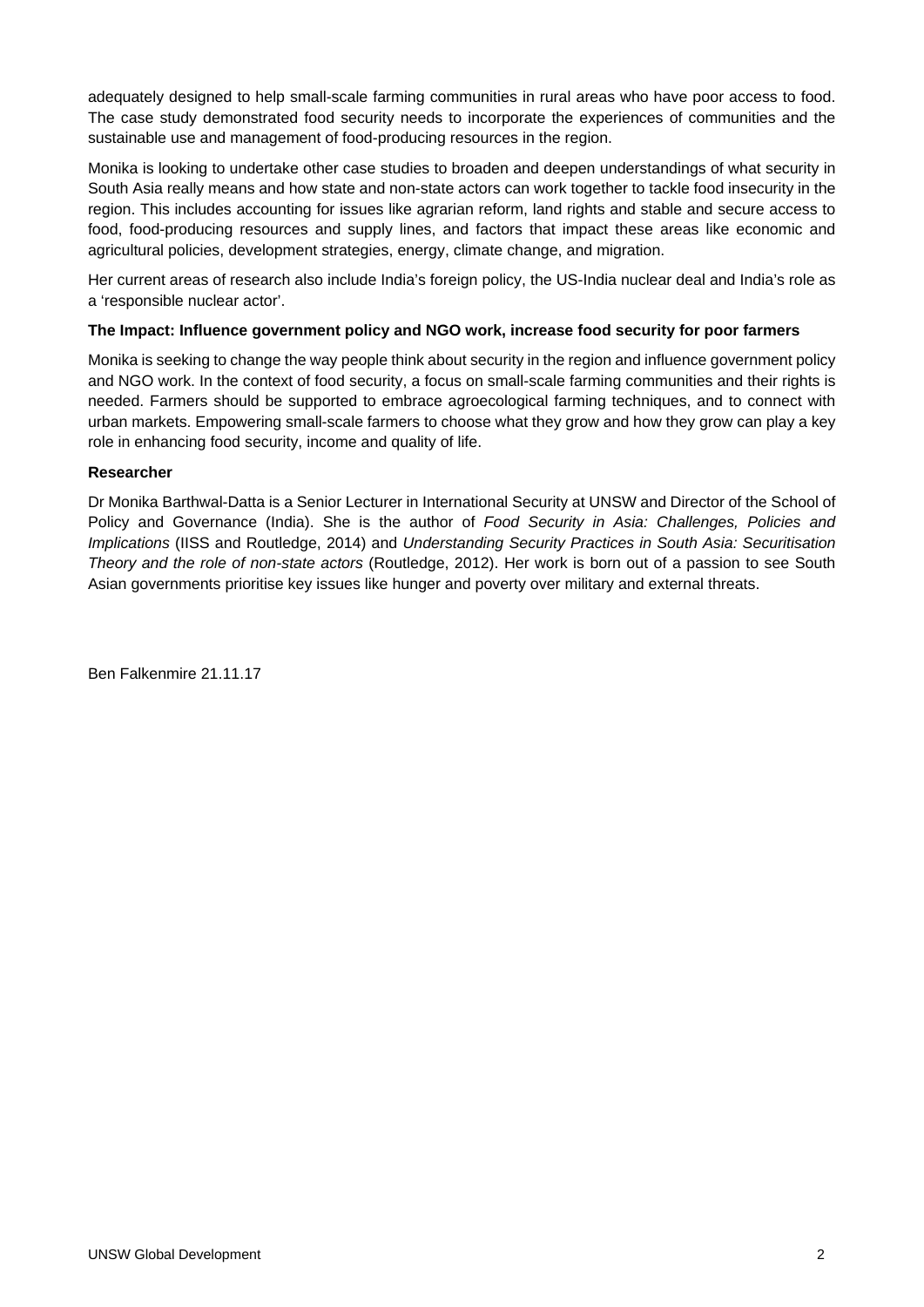adequately designed to help small-scale farming communities in rural areas who have poor access to food. The case study demonstrated food security needs to incorporate the experiences of communities and the sustainable use and management of food-producing resources in the region.

Monika is looking to undertake other case studies to broaden and deepen understandings of what security in South Asia really means and how state and non-state actors can work together to tackle food insecurity in the region. This includes accounting for issues like agrarian reform, land rights and stable and secure access to food, food-producing resources and supply lines, and factors that impact these areas like economic and agricultural policies, development strategies, energy, climate change, and migration.

Her current areas of research also include India's foreign policy, the US-India nuclear deal and India's role as a 'responsible nuclear actor'.

**The Impact: Influence government policy and NGO work, increase food security for poor farmers**

Monika is seeking to change the way people think about security in the region and influence government policy and NGO work. In the context of food security, a focus on small-scale farming communities and their rights is needed. Farmers should be supported to embrace agroecological farming techniques, and to connect with urban markets. Empowering small-scale farmers to choose what they grow and how they grow can play a key role in enhancing food security, income and quality of life.

**Researcher**

Dr Monika Barthwal-Datta is a Senior Lecturer in International Security at UNSW and Director of the School of Policy and Governance (India). She is the author of *Food Security in Asia: Challenges, Policies and Implications* (IISS and Routledge, 2014) and *Understanding Security Practices in South Asia: Securitisation Theory and the role of non-state actors* (Routledge, 2012). Her work is born out of a passion to see South Asian governments prioritise key issues like hunger and poverty over military and external threats.

Ben Falkenmire 21.11.17